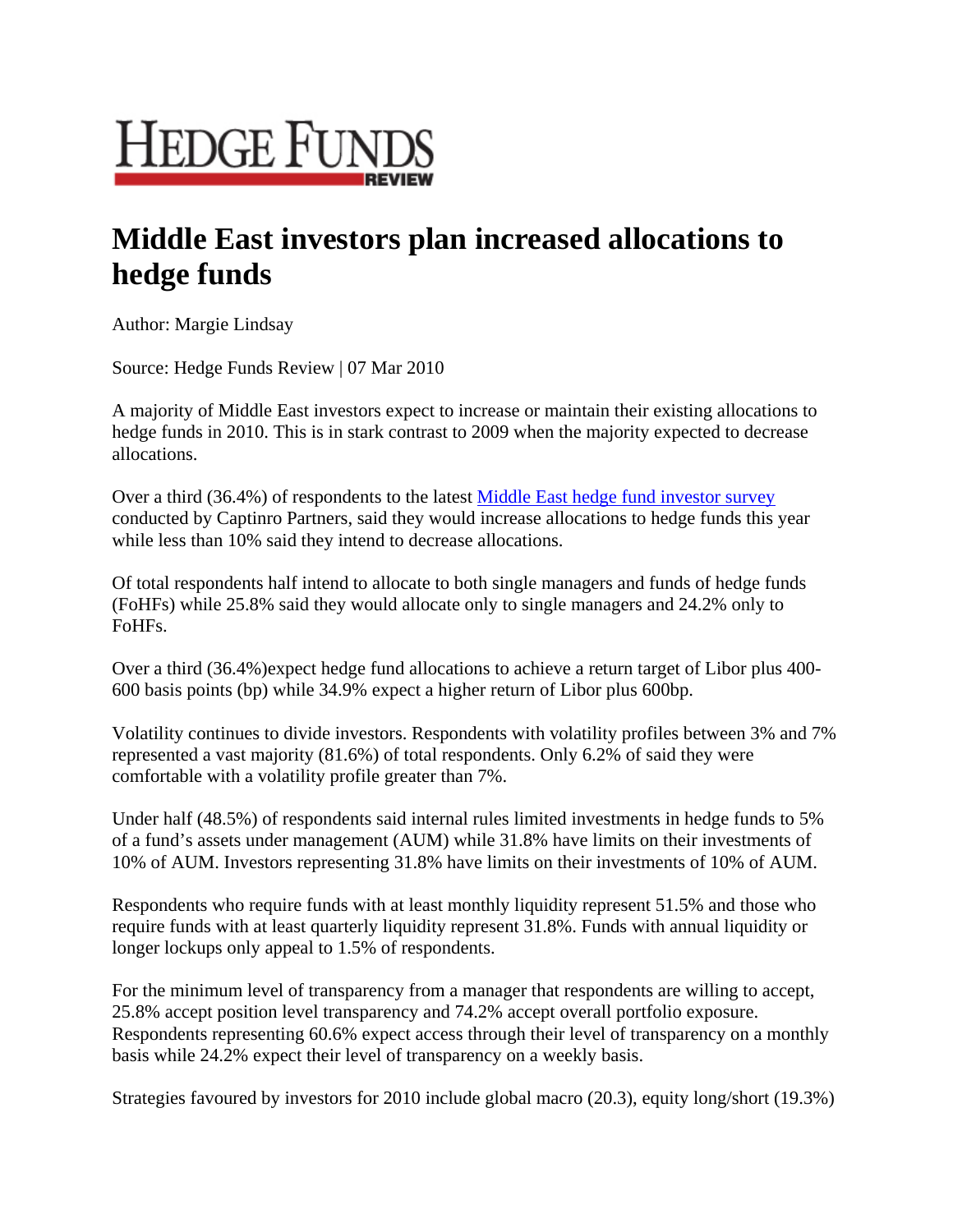# HEDGE FUNDS REVIEW

## Middle East investors plan increased allocations to hedge funds

Author: Margie Lindsay

Source: Hedge Funds Review | 07 Mar 2010

A majority of Middle East investors expect to increase or maintain their existing allocations to hedge funds in 2010. This is in stark contrast to 2009 when the majority expected to decrease allocations.

Over a third (36.4%) of respondents to the latest Middle East hedge fund investor survey conducted by Captinro Partners, said they would increase allocations to hedge funds this year while less than 10% said they intend to decrease allocations.

Of total respondents half intend to allocate to both single managers and funds of hedge funds (FoHFs) while 25.8% said they would allocate only to single managers and 24.2% only to FoHFs.

Over a third (36.4%)expect hedge fund allocations to achieve a return target of Libor plus 400-600 basis points (bp) while 34.9% expect a higher return of Libor plus 600bp.

Volatility continues to divide investors. Respondents with volatility profiles between 3% and 7% represented a vast majority (81.6%) of total respondents. Only 6.2% of said they were comfortable with a volatility profile greater than 7%.

Under half (48.5%) of respondents said internal rules limited investments in hedge funds to 5% of a fund's assets under management (AUM) while 31.8% have limits on their investments of 10% of AUM. Investors representing 31.8% have limits on their investments of 10% of AUM.

Respondents who require funds with at least monthly liquidity represent 51.5% and those who require funds with at least quarterly liquidity represent 31.8%. Funds with annual liquidity or longer lockups only appeal to 1.5% of respondents.

For the minimum level of transparency from a manager that respondents are willing to accept, 25.8% accept position level transparency and 74.2% accept overall portfolio exposure. Respondents representing 60.6% expect access through their level of transparency on a monthly basis while 24.2% expect their level of transparency on a weekly basis.

Strategies favoured by investors for 2010 include global macro (20.3), equity long/short (19.3%)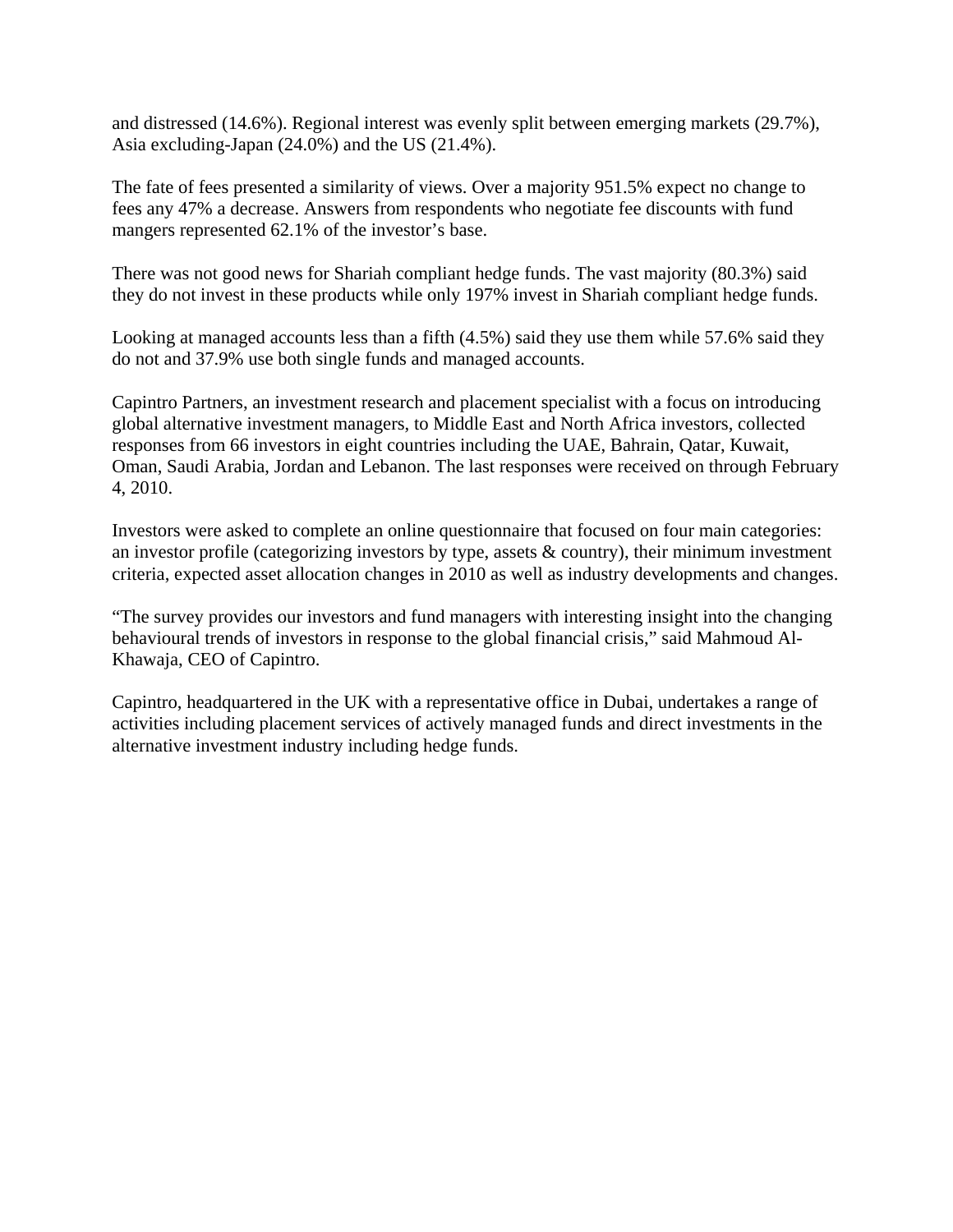and distressed (14.6%). Regional interest was evenly split between emerging markets (29.7%), Asia excluding-Japan (24.0%) and the US (21.4%).

The fate of fees presented a similarity of views. Over a majority 951.5% expect no change to fees any 47% a decrease. Answers from respondents who negotiate fee discounts with fund mangers represented 62.1% of the investor's base.

There was not good news for Shariah compliant hedge funds. The vast majority (80.3%) said they do not invest in these products while only 197% invest in Shariah compliant hedge funds.

Looking at managed accounts less than a fifth (4.5%) said they use them while 57.6% said they do not and 37.9% use both single funds and managed accounts.

Capintro Partners, an investment research and placement specialist with a focus on introducing global alternative investment managers, to Middle East and North Africa investors, collected responses from 66 investors in eight countries including the UAE, Bahrain, Qatar, Kuwait, Oman, Saudi Arabia, Jordan and Lebanon. The last responses were received on through February 4, 2010.

Investors were asked to complete an online questionnaire that focused on four main categories: an investor profile (categorizing investors by type, assets & country), their minimum investment criteria, expected asset allocation changes in 2010 as well as industry developments and changes.

"The survey provides our investors and fund managers with interesting insight into the changing behavioural trends of investors in response to the global financial crisis," said Mahmoud Al-Khawaja, CEO of Capintro.

Capintro, headquartered in the UK with a representative office in Dubai, undertakes a range of activities including placement services of actively managed funds and direct investments in the alternative investment industry including hedge funds.